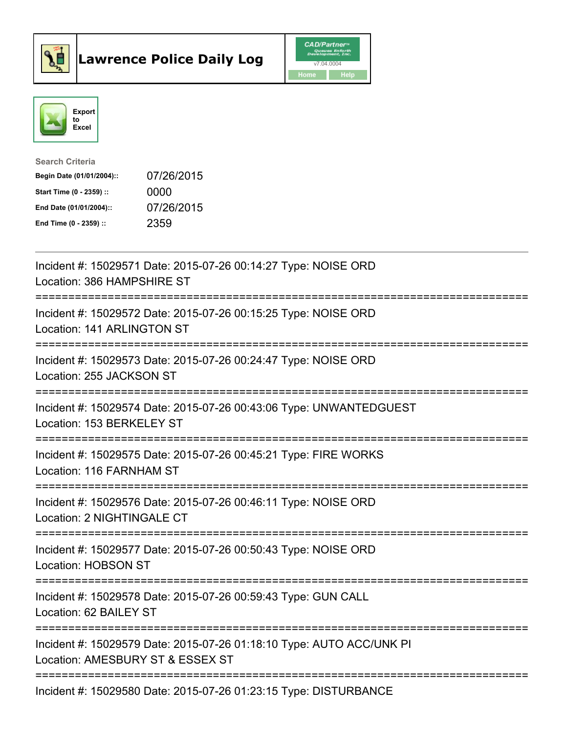# Lawrence Police Daily Log

CAD/Partner
v7.04.0004
Home Help

Export to Excel

**Search Criteria**

| | |
|---|---|
| **Begin Date (01/01/2004)::** | 07/26/2015 |
| **Start Time (0 - 2359) ::** | 0000 |
| **End Date (01/01/2004)::** | 07/26/2015 |
| **End Time (0 - 2359) ::** | 2359 |

---

Incident #: 15029571 Date: 2015-07-26 00:14:27 Type: NOISE ORD
Location: 386 HAMPSHIRE ST

===========================================================================

Incident #: 15029572 Date: 2015-07-26 00:15:25 Type: NOISE ORD
Location: 141 ARLINGTON ST

===========================================================================

Incident #: 15029573 Date: 2015-07-26 00:24:47 Type: NOISE ORD
Location: 255 JACKSON ST

===========================================================================

Incident #: 15029574 Date: 2015-07-26 00:43:06 Type: UNWANTEDGUEST
Location: 153 BERKELEY ST

===========================================================================

Incident #: 15029575 Date: 2015-07-26 00:45:21 Type: FIRE WORKS
Location: 116 FARNHAM ST

===========================================================================

Incident #: 15029576 Date: 2015-07-26 00:46:11 Type: NOISE ORD
Location: 2 NIGHTINGALE CT

===========================================================================

Incident #: 15029577 Date: 2015-07-26 00:50:43 Type: NOISE ORD
Location: HOBSON ST

===========================================================================

Incident #: 15029578 Date: 2015-07-26 00:59:43 Type: GUN CALL
Location: 62 BAILEY ST

===========================================================================

Incident #: 15029579 Date: 2015-07-26 01:18:10 Type: AUTO ACC/UNK PI
Location: AMESBURY ST & ESSEX ST

===========================================================================

Incident #: 15029580 Date: 2015-07-26 01:23:15 Type: DISTURBANCE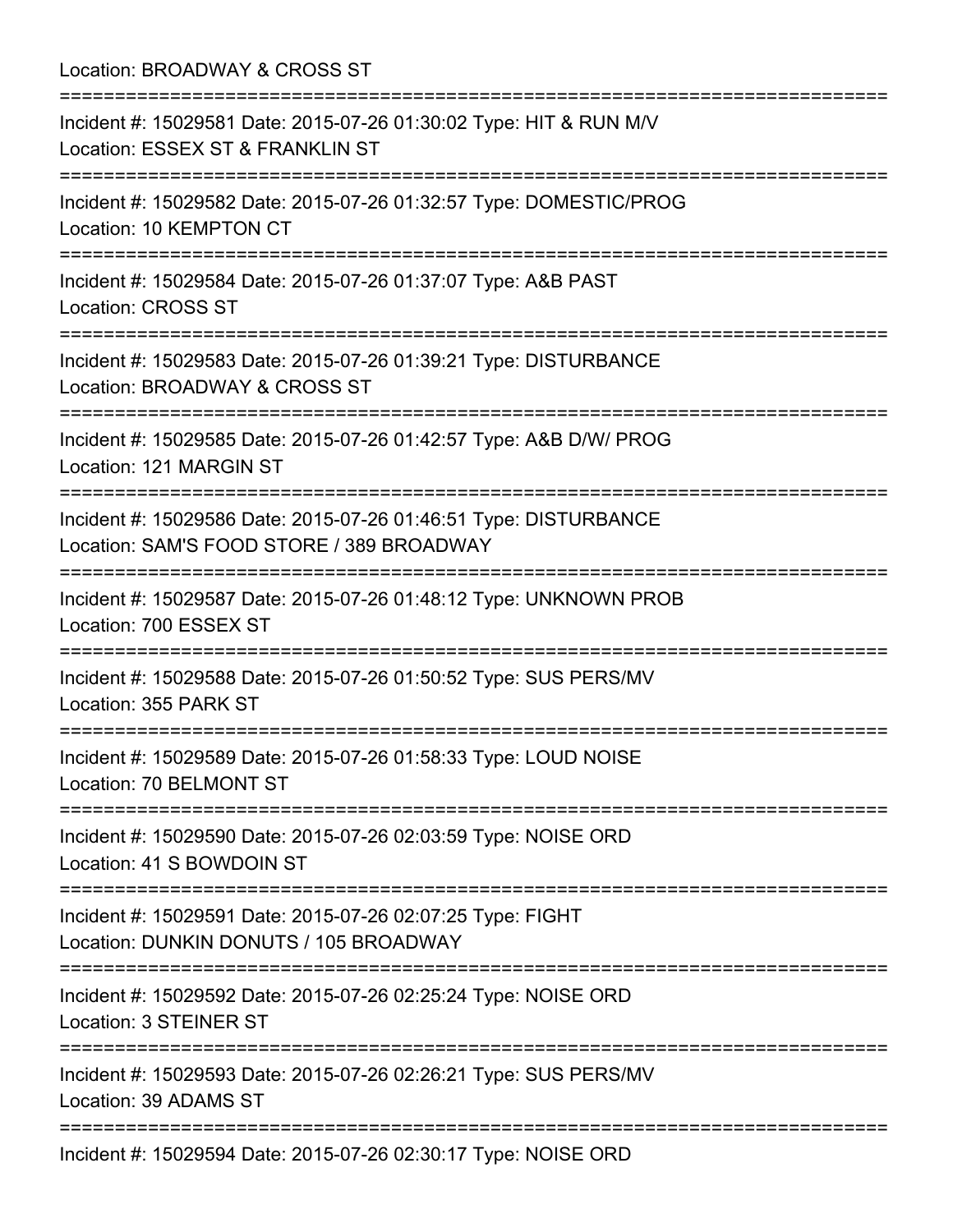Location: BROADWAY & CROSS ST

===========================================================================

Incident #: 15029581 Date: 2015-07-26 01:30:02 Type: HIT & RUN M/V
Location: ESSEX ST & FRANKLIN ST

===========================================================================

Incident #: 15029582 Date: 2015-07-26 01:32:57 Type: DOMESTIC/PROG
Location: 10 KEMPTON CT

===========================================================================

Incident #: 15029584 Date: 2015-07-26 01:37:07 Type: A&B PAST
Location: CROSS ST

===========================================================================

Incident #: 15029583 Date: 2015-07-26 01:39:21 Type: DISTURBANCE
Location: BROADWAY & CROSS ST

===========================================================================

Incident #: 15029585 Date: 2015-07-26 01:42:57 Type: A&B D/W/ PROG
Location: 121 MARGIN ST

===========================================================================

Incident #: 15029586 Date: 2015-07-26 01:46:51 Type: DISTURBANCE
Location: SAM'S FOOD STORE / 389 BROADWAY

===========================================================================

Incident #: 15029587 Date: 2015-07-26 01:48:12 Type: UNKNOWN PROB
Location: 700 ESSEX ST

===========================================================================

Incident #: 15029588 Date: 2015-07-26 01:50:52 Type: SUS PERS/MV
Location: 355 PARK ST

===========================================================================

Incident #: 15029589 Date: 2015-07-26 01:58:33 Type: LOUD NOISE
Location: 70 BELMONT ST

===========================================================================

Incident #: 15029590 Date: 2015-07-26 02:03:59 Type: NOISE ORD
Location: 41 S BOWDOIN ST

===========================================================================

Incident #: 15029591 Date: 2015-07-26 02:07:25 Type: FIGHT
Location: DUNKIN DONUTS / 105 BROADWAY

===========================================================================

Incident #: 15029592 Date: 2015-07-26 02:25:24 Type: NOISE ORD
Location: 3 STEINER ST

===========================================================================

Incident #: 15029593 Date: 2015-07-26 02:26:21 Type: SUS PERS/MV
Location: 39 ADAMS ST

===========================================================================

Incident #: 15029594 Date: 2015-07-26 02:30:17 Type: NOISE ORD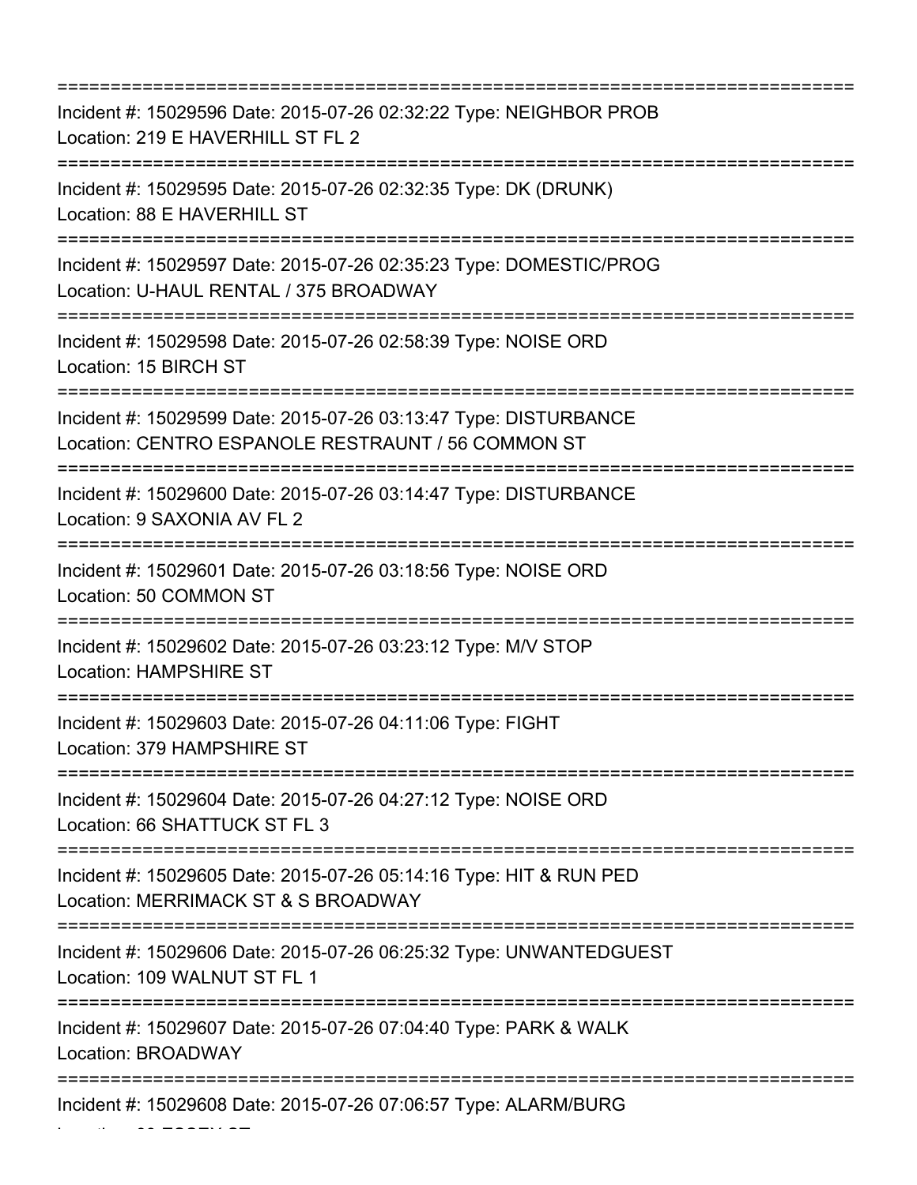===========================================================================
Incident #: 15029596 Date: 2015-07-26 02:32:22 Type: NEIGHBOR PROB
Location: 219 E HAVERHILL ST FL 2
===========================================================================
Incident #: 15029595 Date: 2015-07-26 02:32:35 Type: DK (DRUNK)
Location: 88 E HAVERHILL ST
===========================================================================
Incident #: 15029597 Date: 2015-07-26 02:35:23 Type: DOMESTIC/PROG
Location: U-HAUL RENTAL / 375 BROADWAY
===========================================================================
Incident #: 15029598 Date: 2015-07-26 02:58:39 Type: NOISE ORD
Location: 15 BIRCH ST
===========================================================================
Incident #: 15029599 Date: 2015-07-26 03:13:47 Type: DISTURBANCE
Location: CENTRO ESPANOLE RESTRAUNT / 56 COMMON ST
===========================================================================
Incident #: 15029600 Date: 2015-07-26 03:14:47 Type: DISTURBANCE
Location: 9 SAXONIA AV FL 2
===========================================================================
Incident #: 15029601 Date: 2015-07-26 03:18:56 Type: NOISE ORD
Location: 50 COMMON ST
===========================================================================
Incident #: 15029602 Date: 2015-07-26 03:23:12 Type: M/V STOP
Location: HAMPSHIRE ST
===========================================================================
Incident #: 15029603 Date: 2015-07-26 04:11:06 Type: FIGHT
Location: 379 HAMPSHIRE ST
===========================================================================
Incident #: 15029604 Date: 2015-07-26 04:27:12 Type: NOISE ORD
Location: 66 SHATTUCK ST FL 3
===========================================================================
Incident #: 15029605 Date: 2015-07-26 05:14:16 Type: HIT & RUN PED
Location: MERRIMACK ST & S BROADWAY
===========================================================================
Incident #: 15029606 Date: 2015-07-26 06:25:32 Type: UNWANTEDGUEST
Location: 109 WALNUT ST FL 1
===========================================================================
Incident #: 15029607 Date: 2015-07-26 07:04:40 Type: PARK & WALK
Location: BROADWAY
===========================================================================
Incident #: 15029608 Date: 2015-07-26 07:06:57 Type: ALARM/BURG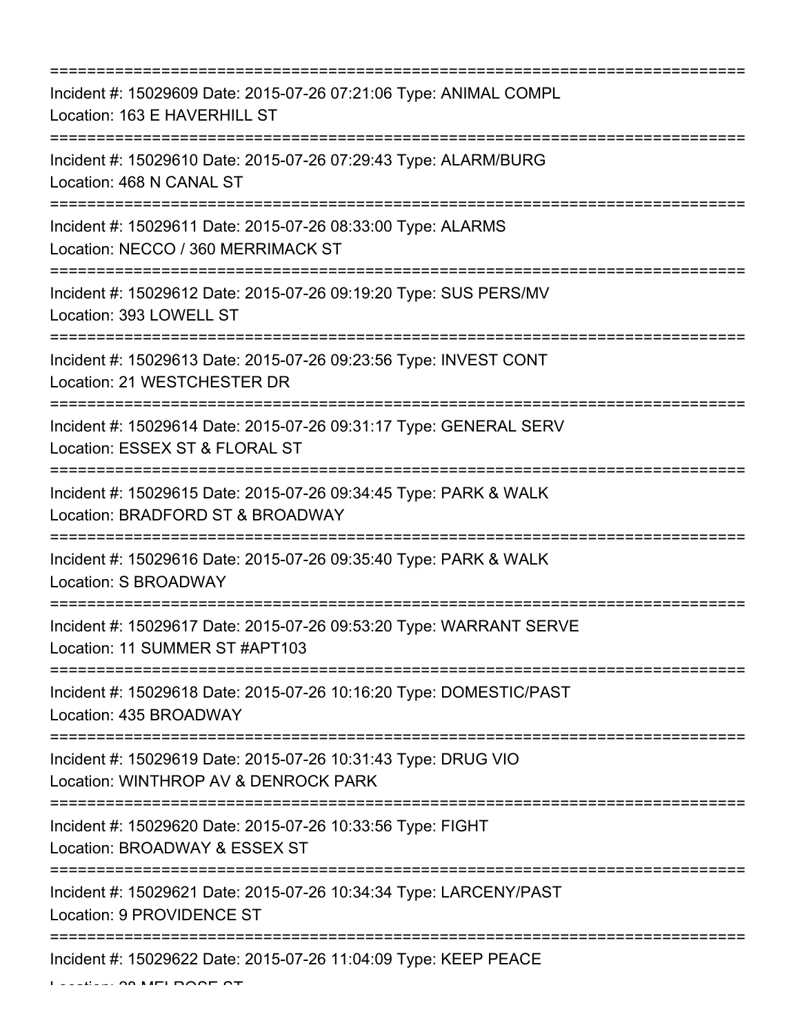===========================================================================
Incident #: 15029609 Date: 2015-07-26 07:21:06 Type: ANIMAL COMPL
Location: 163 E HAVERHILL ST
===========================================================================
Incident #: 15029610 Date: 2015-07-26 07:29:43 Type: ALARM/BURG
Location: 468 N CANAL ST
===========================================================================
Incident #: 15029611 Date: 2015-07-26 08:33:00 Type: ALARMS
Location: NECCO / 360 MERRIMACK ST
===========================================================================
Incident #: 15029612 Date: 2015-07-26 09:19:20 Type: SUS PERS/MV
Location: 393 LOWELL ST
===========================================================================
Incident #: 15029613 Date: 2015-07-26 09:23:56 Type: INVEST CONT
Location: 21 WESTCHESTER DR
===========================================================================
Incident #: 15029614 Date: 2015-07-26 09:31:17 Type: GENERAL SERV
Location: ESSEX ST & FLORAL ST
===========================================================================
Incident #: 15029615 Date: 2015-07-26 09:34:45 Type: PARK & WALK
Location: BRADFORD ST & BROADWAY
===========================================================================
Incident #: 15029616 Date: 2015-07-26 09:35:40 Type: PARK & WALK
Location: S BROADWAY
===========================================================================
Incident #: 15029617 Date: 2015-07-26 09:53:20 Type: WARRANT SERVE
Location: 11 SUMMER ST #APT103
===========================================================================
Incident #: 15029618 Date: 2015-07-26 10:16:20 Type: DOMESTIC/PAST
Location: 435 BROADWAY
===========================================================================
Incident #: 15029619 Date: 2015-07-26 10:31:43 Type: DRUG VIO
Location: WINTHROP AV & DENROCK PARK
===========================================================================
Incident #: 15029620 Date: 2015-07-26 10:33:56 Type: FIGHT
Location: BROADWAY & ESSEX ST
===========================================================================
Incident #: 15029621 Date: 2015-07-26 10:34:34 Type: LARCENY/PAST
Location: 9 PROVIDENCE ST
===========================================================================
Incident #: 15029622 Date: 2015-07-26 11:04:09 Type: KEEP PEACE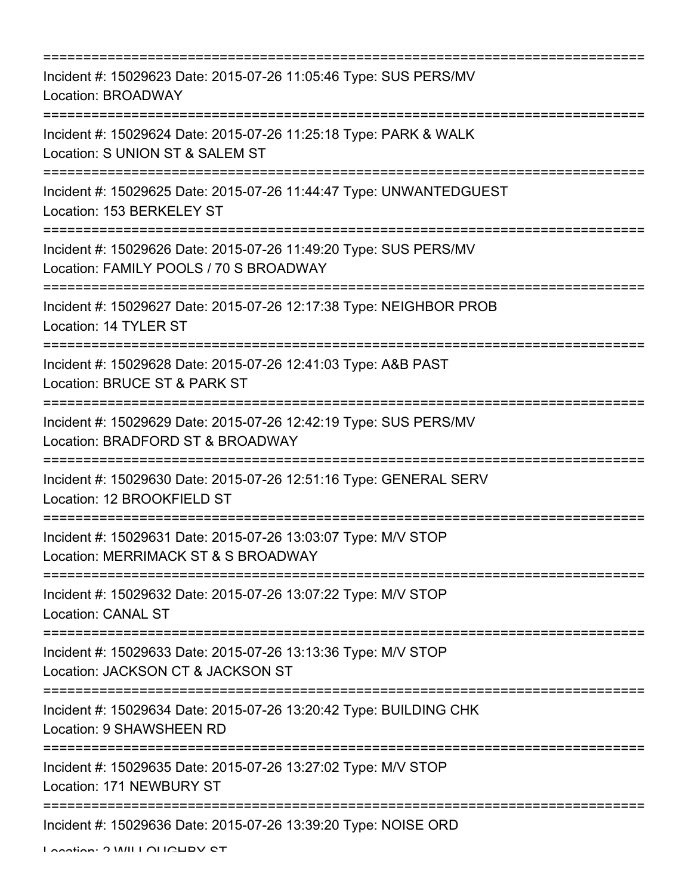===========================================================================
Incident #: 15029623 Date: 2015-07-26 11:05:46 Type: SUS PERS/MV
Location: BROADWAY
===========================================================================
Incident #: 15029624 Date: 2015-07-26 11:25:18 Type: PARK & WALK
Location: S UNION ST & SALEM ST
===========================================================================
Incident #: 15029625 Date: 2015-07-26 11:44:47 Type: UNWANTEDGUEST
Location: 153 BERKELEY ST
===========================================================================
Incident #: 15029626 Date: 2015-07-26 11:49:20 Type: SUS PERS/MV
Location: FAMILY POOLS / 70 S BROADWAY
===========================================================================
Incident #: 15029627 Date: 2015-07-26 12:17:38 Type: NEIGHBOR PROB
Location: 14 TYLER ST
===========================================================================
Incident #: 15029628 Date: 2015-07-26 12:41:03 Type: A&B PAST
Location: BRUCE ST & PARK ST
===========================================================================
Incident #: 15029629 Date: 2015-07-26 12:42:19 Type: SUS PERS/MV
Location: BRADFORD ST & BROADWAY
===========================================================================
Incident #: 15029630 Date: 2015-07-26 12:51:16 Type: GENERAL SERV
Location: 12 BROOKFIELD ST
===========================================================================
Incident #: 15029631 Date: 2015-07-26 13:03:07 Type: M/V STOP
Location: MERRIMACK ST & S BROADWAY
===========================================================================
Incident #: 15029632 Date: 2015-07-26 13:07:22 Type: M/V STOP
Location: CANAL ST
===========================================================================
Incident #: 15029633 Date: 2015-07-26 13:13:36 Type: M/V STOP
Location: JACKSON CT & JACKSON ST
===========================================================================
Incident #: 15029634 Date: 2015-07-26 13:20:42 Type: BUILDING CHK
Location: 9 SHAWSHEEN RD
===========================================================================
Incident #: 15029635 Date: 2015-07-26 13:27:02 Type: M/V STOP
Location: 171 NEWBURY ST
===========================================================================
Incident #: 15029636 Date: 2015-07-26 13:39:20 Type: NOISE ORD
Location: 2 WILLOUGHBY ST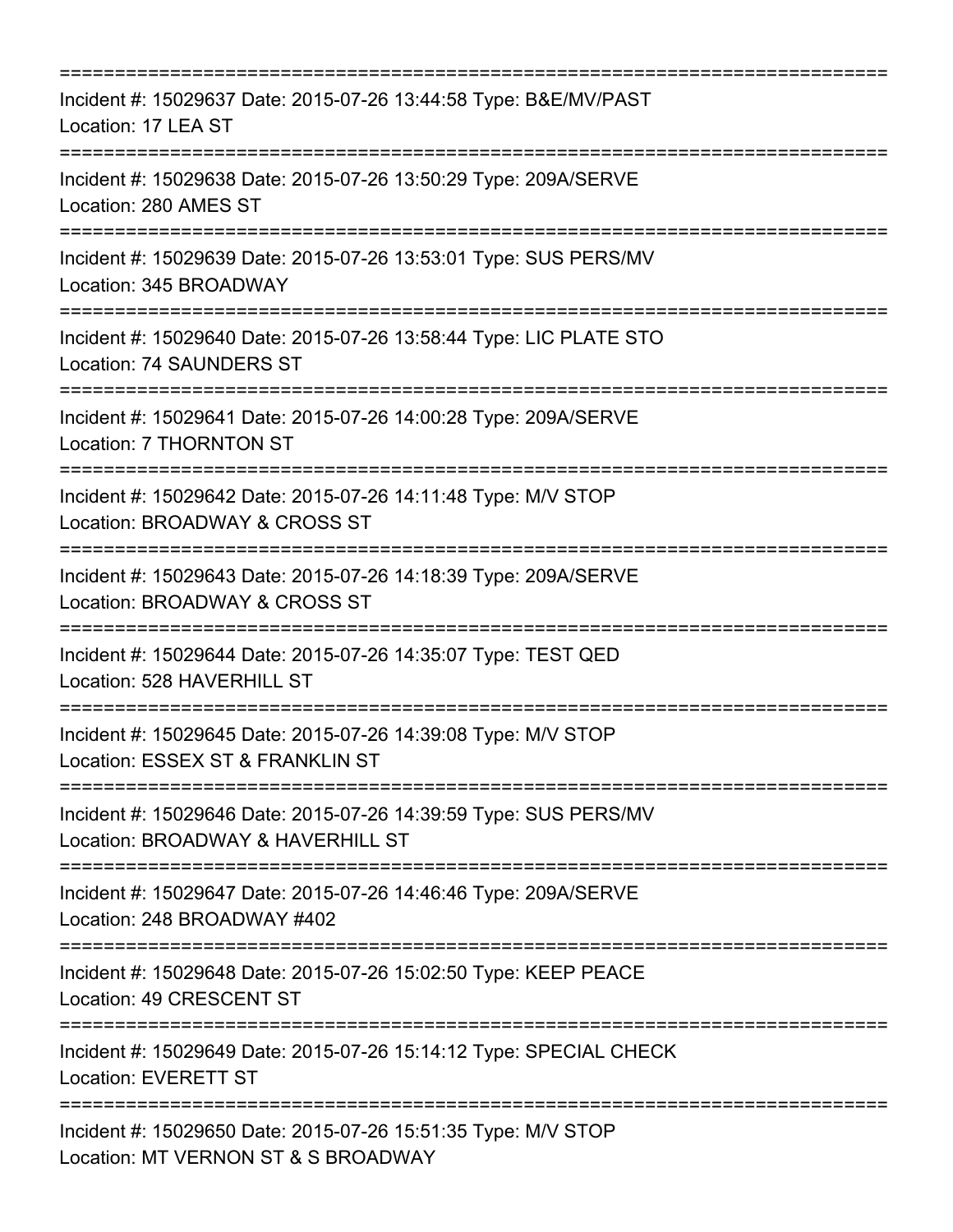===========================================================================
Incident #: 15029637 Date: 2015-07-26 13:44:58 Type: B&E/MV/PAST
Location: 17 LEA ST
===========================================================================
Incident #: 15029638 Date: 2015-07-26 13:50:29 Type: 209A/SERVE
Location: 280 AMES ST
===========================================================================
Incident #: 15029639 Date: 2015-07-26 13:53:01 Type: SUS PERS/MV
Location: 345 BROADWAY
===========================================================================
Incident #: 15029640 Date: 2015-07-26 13:58:44 Type: LIC PLATE STO
Location: 74 SAUNDERS ST
===========================================================================
Incident #: 15029641 Date: 2015-07-26 14:00:28 Type: 209A/SERVE
Location: 7 THORNTON ST
===========================================================================
Incident #: 15029642 Date: 2015-07-26 14:11:48 Type: M/V STOP
Location: BROADWAY & CROSS ST
===========================================================================
Incident #: 15029643 Date: 2015-07-26 14:18:39 Type: 209A/SERVE
Location: BROADWAY & CROSS ST
===========================================================================
Incident #: 15029644 Date: 2015-07-26 14:35:07 Type: TEST QED
Location: 528 HAVERHILL ST
===========================================================================
Incident #: 15029645 Date: 2015-07-26 14:39:08 Type: M/V STOP
Location: ESSEX ST & FRANKLIN ST
===========================================================================
Incident #: 15029646 Date: 2015-07-26 14:39:59 Type: SUS PERS/MV
Location: BROADWAY & HAVERHILL ST
===========================================================================
Incident #: 15029647 Date: 2015-07-26 14:46:46 Type: 209A/SERVE
Location: 248 BROADWAY #402
===========================================================================
Incident #: 15029648 Date: 2015-07-26 15:02:50 Type: KEEP PEACE
Location: 49 CRESCENT ST
===========================================================================
Incident #: 15029649 Date: 2015-07-26 15:14:12 Type: SPECIAL CHECK
Location: EVERETT ST
===========================================================================
Incident #: 15029650 Date: 2015-07-26 15:51:35 Type: M/V STOP
Location: MT VERNON ST & S BROADWAY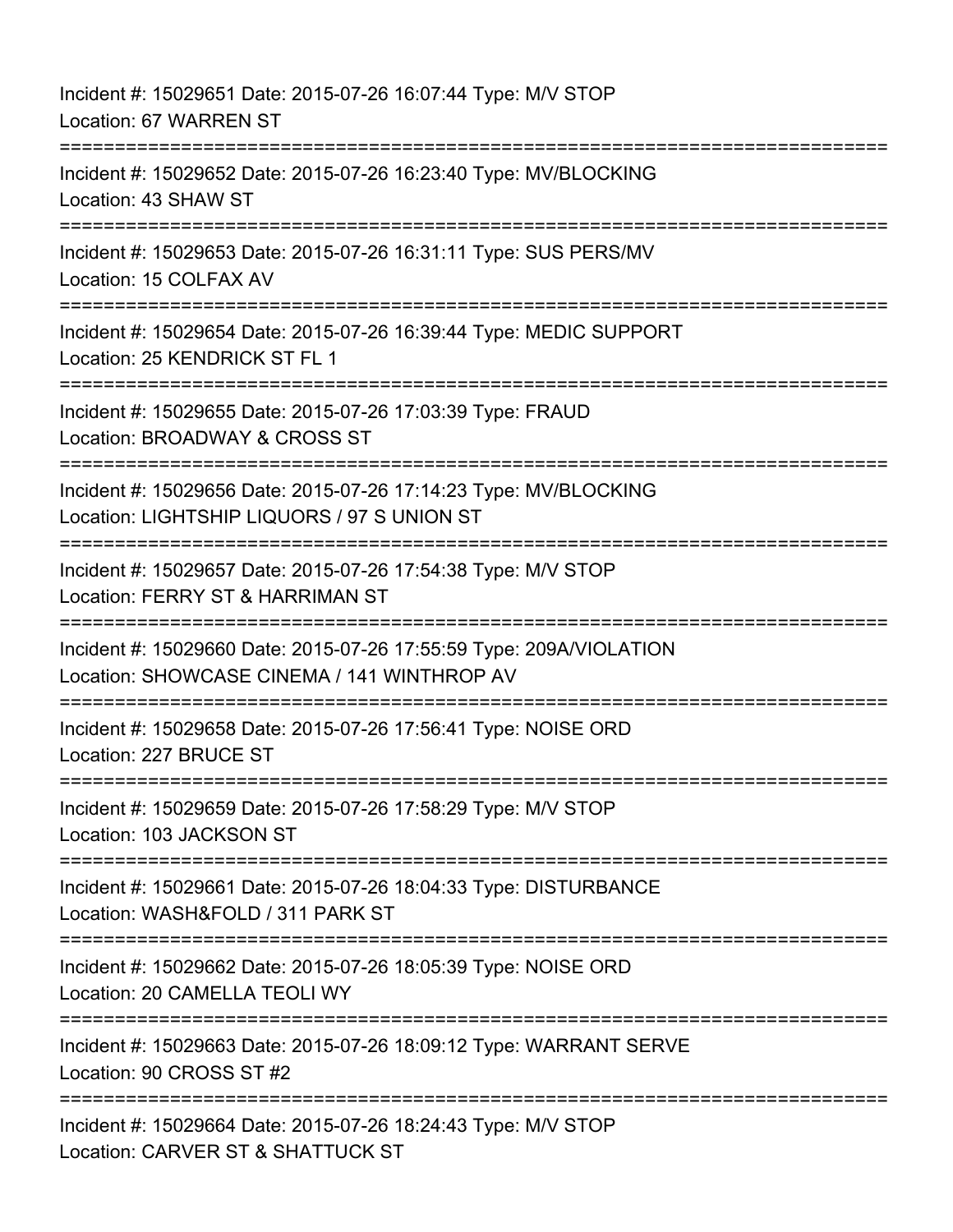Incident #: 15029651 Date: 2015-07-26 16:07:44 Type: M/V STOP
Location: 67 WARREN ST

===========================================================================

Incident #: 15029652 Date: 2015-07-26 16:23:40 Type: MV/BLOCKING
Location: 43 SHAW ST

===========================================================================

Incident #: 15029653 Date: 2015-07-26 16:31:11 Type: SUS PERS/MV
Location: 15 COLFAX AV

===========================================================================

Incident #: 15029654 Date: 2015-07-26 16:39:44 Type: MEDIC SUPPORT
Location: 25 KENDRICK ST FL 1

===========================================================================

Incident #: 15029655 Date: 2015-07-26 17:03:39 Type: FRAUD
Location: BROADWAY & CROSS ST

===========================================================================

Incident #: 15029656 Date: 2015-07-26 17:14:23 Type: MV/BLOCKING
Location: LIGHTSHIP LIQUORS / 97 S UNION ST

===========================================================================

Incident #: 15029657 Date: 2015-07-26 17:54:38 Type: M/V STOP
Location: FERRY ST & HARRIMAN ST

===========================================================================

Incident #: 15029660 Date: 2015-07-26 17:55:59 Type: 209A/VIOLATION
Location: SHOWCASE CINEMA / 141 WINTHROP AV

===========================================================================

Incident #: 15029658 Date: 2015-07-26 17:56:41 Type: NOISE ORD
Location: 227 BRUCE ST

===========================================================================

Incident #: 15029659 Date: 2015-07-26 17:58:29 Type: M/V STOP
Location: 103 JACKSON ST

===========================================================================

Incident #: 15029661 Date: 2015-07-26 18:04:33 Type: DISTURBANCE
Location: WASH&FOLD / 311 PARK ST

===========================================================================

Incident #: 15029662 Date: 2015-07-26 18:05:39 Type: NOISE ORD
Location: 20 CAMELLA TEOLI WY

===========================================================================

Incident #: 15029663 Date: 2015-07-26 18:09:12 Type: WARRANT SERVE
Location: 90 CROSS ST #2

===========================================================================

Incident #: 15029664 Date: 2015-07-26 18:24:43 Type: M/V STOP
Location: CARVER ST & SHATTUCK ST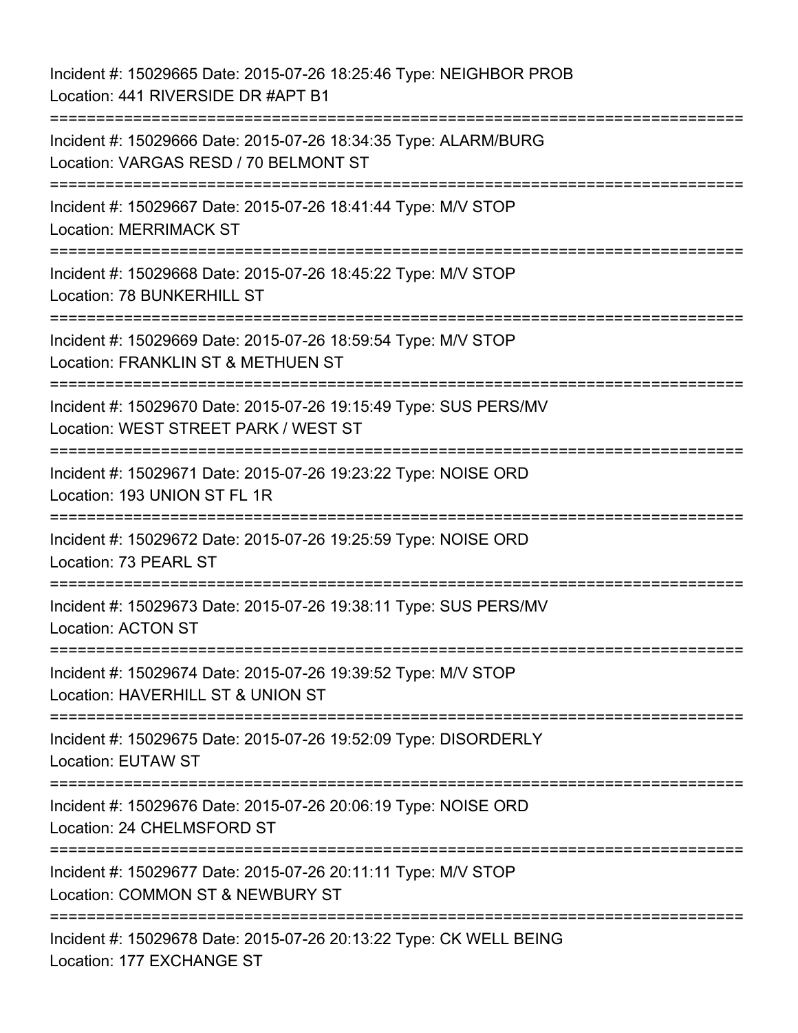Incident #: 15029665 Date: 2015-07-26 18:25:46 Type: NEIGHBOR PROB
Location: 441 RIVERSIDE DR #APT B1

===========================================================================

Incident #: 15029666 Date: 2015-07-26 18:34:35 Type: ALARM/BURG
Location: VARGAS RESD / 70 BELMONT ST

===========================================================================

Incident #: 15029667 Date: 2015-07-26 18:41:44 Type: M/V STOP
Location: MERRIMACK ST

===========================================================================

Incident #: 15029668 Date: 2015-07-26 18:45:22 Type: M/V STOP
Location: 78 BUNKERHILL ST

===========================================================================

Incident #: 15029669 Date: 2015-07-26 18:59:54 Type: M/V STOP
Location: FRANKLIN ST & METHUEN ST

===========================================================================

Incident #: 15029670 Date: 2015-07-26 19:15:49 Type: SUS PERS/MV
Location: WEST STREET PARK / WEST ST

===========================================================================

Incident #: 15029671 Date: 2015-07-26 19:23:22 Type: NOISE ORD
Location: 193 UNION ST FL 1R

===========================================================================

Incident #: 15029672 Date: 2015-07-26 19:25:59 Type: NOISE ORD
Location: 73 PEARL ST

===========================================================================

Incident #: 15029673 Date: 2015-07-26 19:38:11 Type: SUS PERS/MV
Location: ACTON ST

===========================================================================

Incident #: 15029674 Date: 2015-07-26 19:39:52 Type: M/V STOP
Location: HAVERHILL ST & UNION ST

===========================================================================

Incident #: 15029675 Date: 2015-07-26 19:52:09 Type: DISORDERLY
Location: EUTAW ST

===========================================================================

Incident #: 15029676 Date: 2015-07-26 20:06:19 Type: NOISE ORD
Location: 24 CHELMSFORD ST

===========================================================================

Incident #: 15029677 Date: 2015-07-26 20:11:11 Type: M/V STOP
Location: COMMON ST & NEWBURY ST

===========================================================================

Incident #: 15029678 Date: 2015-07-26 20:13:22 Type: CK WELL BEING
Location: 177 EXCHANGE ST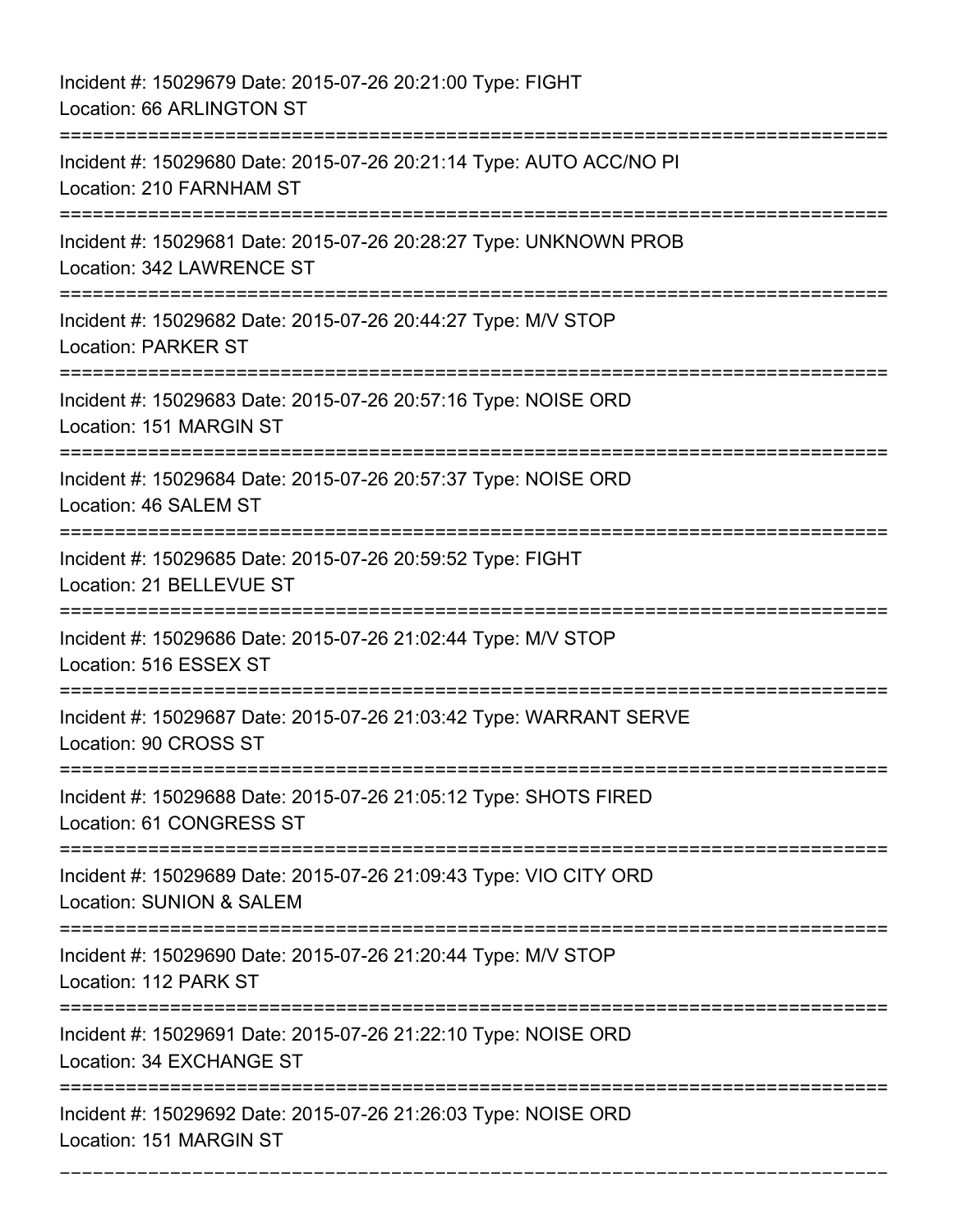Incident #: 15029679 Date: 2015-07-26 20:21:00 Type: FIGHT
Location: 66 ARLINGTON ST

===========================================================================

Incident #: 15029680 Date: 2015-07-26 20:21:14 Type: AUTO ACC/NO PI
Location: 210 FARNHAM ST

===========================================================================

Incident #: 15029681 Date: 2015-07-26 20:28:27 Type: UNKNOWN PROB
Location: 342 LAWRENCE ST

===========================================================================

Incident #: 15029682 Date: 2015-07-26 20:44:27 Type: M/V STOP
Location: PARKER ST

===========================================================================

Incident #: 15029683 Date: 2015-07-26 20:57:16 Type: NOISE ORD
Location: 151 MARGIN ST

===========================================================================

Incident #: 15029684 Date: 2015-07-26 20:57:37 Type: NOISE ORD
Location: 46 SALEM ST

===========================================================================

Incident #: 15029685 Date: 2015-07-26 20:59:52 Type: FIGHT
Location: 21 BELLEVUE ST

===========================================================================

Incident #: 15029686 Date: 2015-07-26 21:02:44 Type: M/V STOP
Location: 516 ESSEX ST

===========================================================================

Incident #: 15029687 Date: 2015-07-26 21:03:42 Type: WARRANT SERVE
Location: 90 CROSS ST

===========================================================================

Incident #: 15029688 Date: 2015-07-26 21:05:12 Type: SHOTS FIRED
Location: 61 CONGRESS ST

===========================================================================

Incident #: 15029689 Date: 2015-07-26 21:09:43 Type: VIO CITY ORD
Location: SUNION & SALEM

===========================================================================

Incident #: 15029690 Date: 2015-07-26 21:20:44 Type: M/V STOP
Location: 112 PARK ST

===========================================================================

Incident #: 15029691 Date: 2015-07-26 21:22:10 Type: NOISE ORD
Location: 34 EXCHANGE ST

===========================================================================

Incident #: 15029692 Date: 2015-07-26 21:26:03 Type: NOISE ORD
Location: 151 MARGIN ST

===========================================================================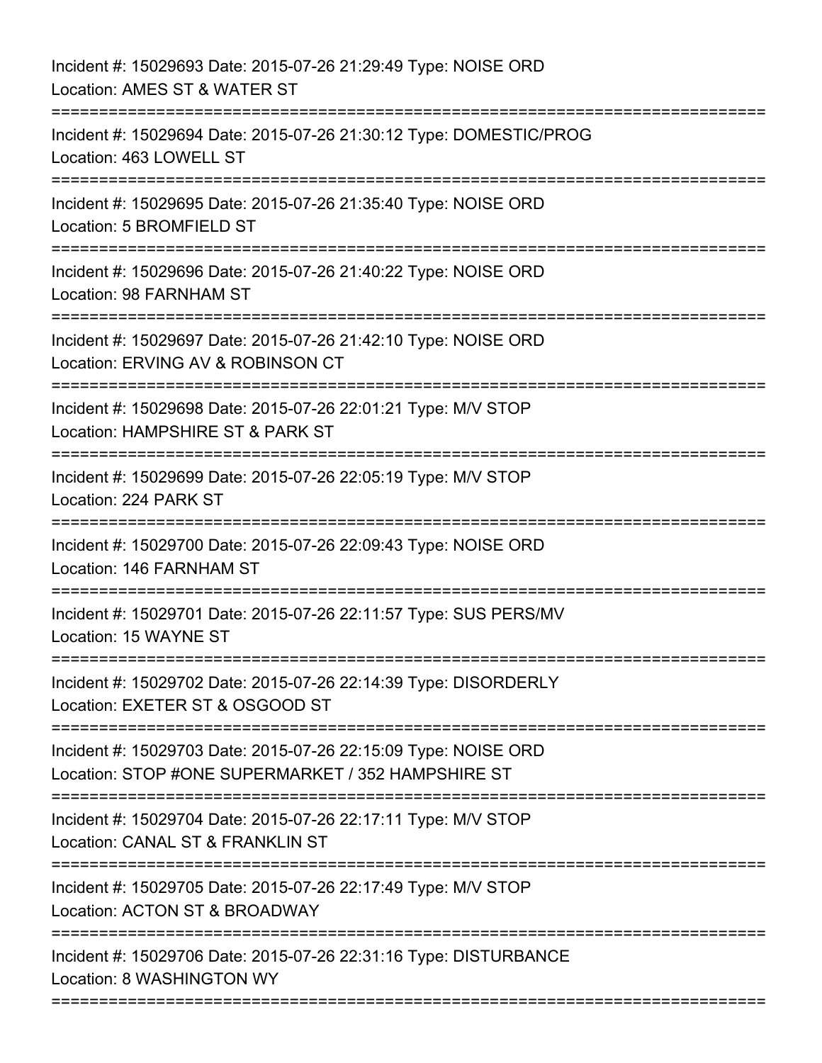Incident #: 15029693 Date: 2015-07-26 21:29:49 Type: NOISE ORD
Location: AMES ST & WATER ST

===========================================================================

Incident #: 15029694 Date: 2015-07-26 21:30:12 Type: DOMESTIC/PROG
Location: 463 LOWELL ST

===========================================================================

Incident #: 15029695 Date: 2015-07-26 21:35:40 Type: NOISE ORD
Location: 5 BROMFIELD ST

===========================================================================

Incident #: 15029696 Date: 2015-07-26 21:40:22 Type: NOISE ORD
Location: 98 FARNHAM ST

===========================================================================

Incident #: 15029697 Date: 2015-07-26 21:42:10 Type: NOISE ORD
Location: ERVING AV & ROBINSON CT

===========================================================================

Incident #: 15029698 Date: 2015-07-26 22:01:21 Type: M/V STOP
Location: HAMPSHIRE ST & PARK ST

===========================================================================

Incident #: 15029699 Date: 2015-07-26 22:05:19 Type: M/V STOP
Location: 224 PARK ST

===========================================================================

Incident #: 15029700 Date: 2015-07-26 22:09:43 Type: NOISE ORD
Location: 146 FARNHAM ST

===========================================================================

Incident #: 15029701 Date: 2015-07-26 22:11:57 Type: SUS PERS/MV
Location: 15 WAYNE ST

===========================================================================

Incident #: 15029702 Date: 2015-07-26 22:14:39 Type: DISORDERLY
Location: EXETER ST & OSGOOD ST

===========================================================================

Incident #: 15029703 Date: 2015-07-26 22:15:09 Type: NOISE ORD
Location: STOP #ONE SUPERMARKET / 352 HAMPSHIRE ST

===========================================================================

Incident #: 15029704 Date: 2015-07-26 22:17:11 Type: M/V STOP
Location: CANAL ST & FRANKLIN ST

===========================================================================

Incident #: 15029705 Date: 2015-07-26 22:17:49 Type: M/V STOP
Location: ACTON ST & BROADWAY

===========================================================================

Incident #: 15029706 Date: 2015-07-26 22:31:16 Type: DISTURBANCE
Location: 8 WASHINGTON WY

===========================================================================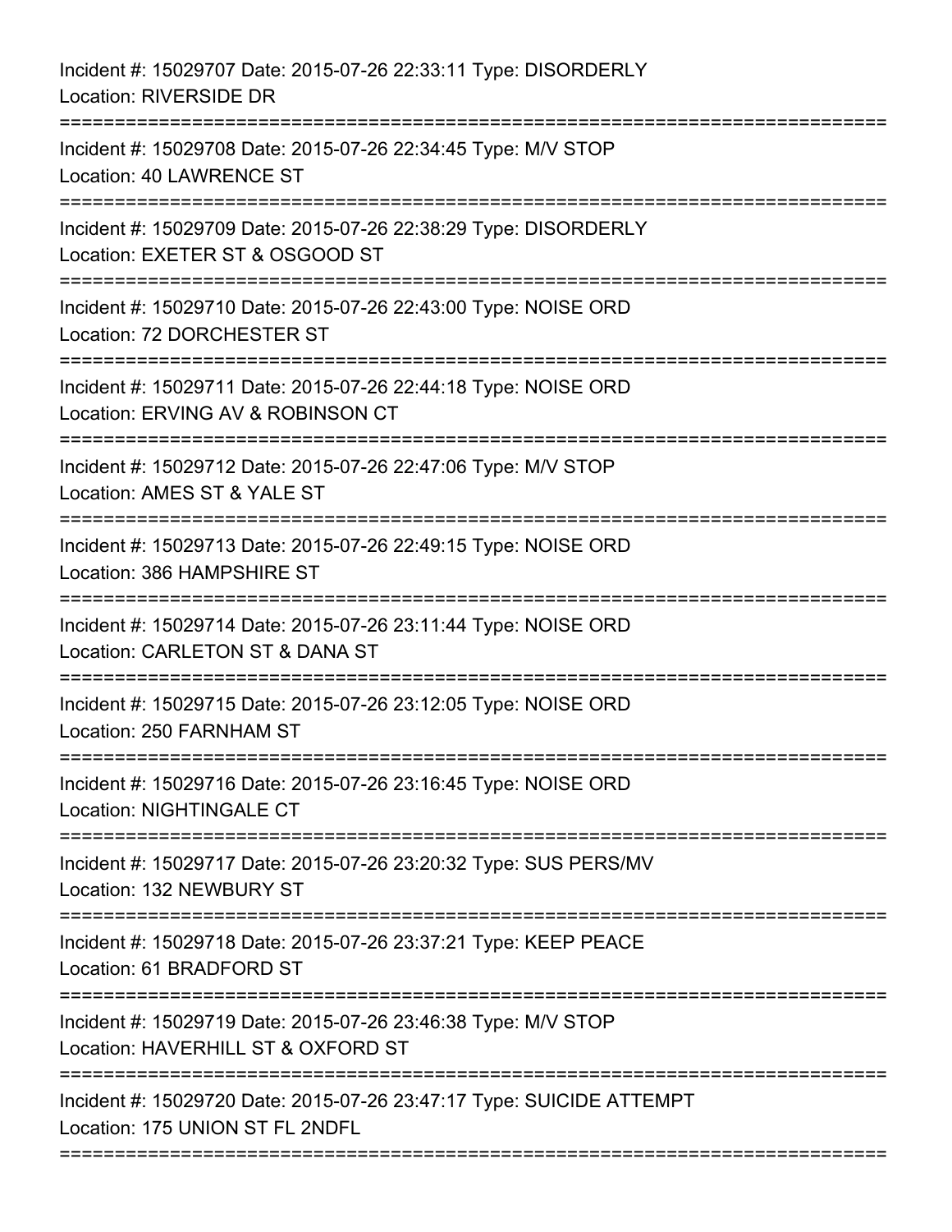Incident #: 15029707 Date: 2015-07-26 22:33:11 Type: DISORDERLY
Location: RIVERSIDE DR

===========================================================================

Incident #: 15029708 Date: 2015-07-26 22:34:45 Type: M/V STOP
Location: 40 LAWRENCE ST

===========================================================================

Incident #: 15029709 Date: 2015-07-26 22:38:29 Type: DISORDERLY
Location: EXETER ST & OSGOOD ST

===========================================================================

Incident #: 15029710 Date: 2015-07-26 22:43:00 Type: NOISE ORD
Location: 72 DORCHESTER ST

===========================================================================

Incident #: 15029711 Date: 2015-07-26 22:44:18 Type: NOISE ORD
Location: ERVING AV & ROBINSON CT

===========================================================================

Incident #: 15029712 Date: 2015-07-26 22:47:06 Type: M/V STOP
Location: AMES ST & YALE ST

===========================================================================

Incident #: 15029713 Date: 2015-07-26 22:49:15 Type: NOISE ORD
Location: 386 HAMPSHIRE ST

===========================================================================

Incident #: 15029714 Date: 2015-07-26 23:11:44 Type: NOISE ORD
Location: CARLETON ST & DANA ST

===========================================================================

Incident #: 15029715 Date: 2015-07-26 23:12:05 Type: NOISE ORD
Location: 250 FARNHAM ST

===========================================================================

Incident #: 15029716 Date: 2015-07-26 23:16:45 Type: NOISE ORD
Location: NIGHTINGALE CT

===========================================================================

Incident #: 15029717 Date: 2015-07-26 23:20:32 Type: SUS PERS/MV
Location: 132 NEWBURY ST

===========================================================================

Incident #: 15029718 Date: 2015-07-26 23:37:21 Type: KEEP PEACE
Location: 61 BRADFORD ST

===========================================================================

Incident #: 15029719 Date: 2015-07-26 23:46:38 Type: M/V STOP
Location: HAVERHILL ST & OXFORD ST

===========================================================================

Incident #: 15029720 Date: 2015-07-26 23:47:17 Type: SUICIDE ATTEMPT
Location: 175 UNION ST FL 2NDFL

===========================================================================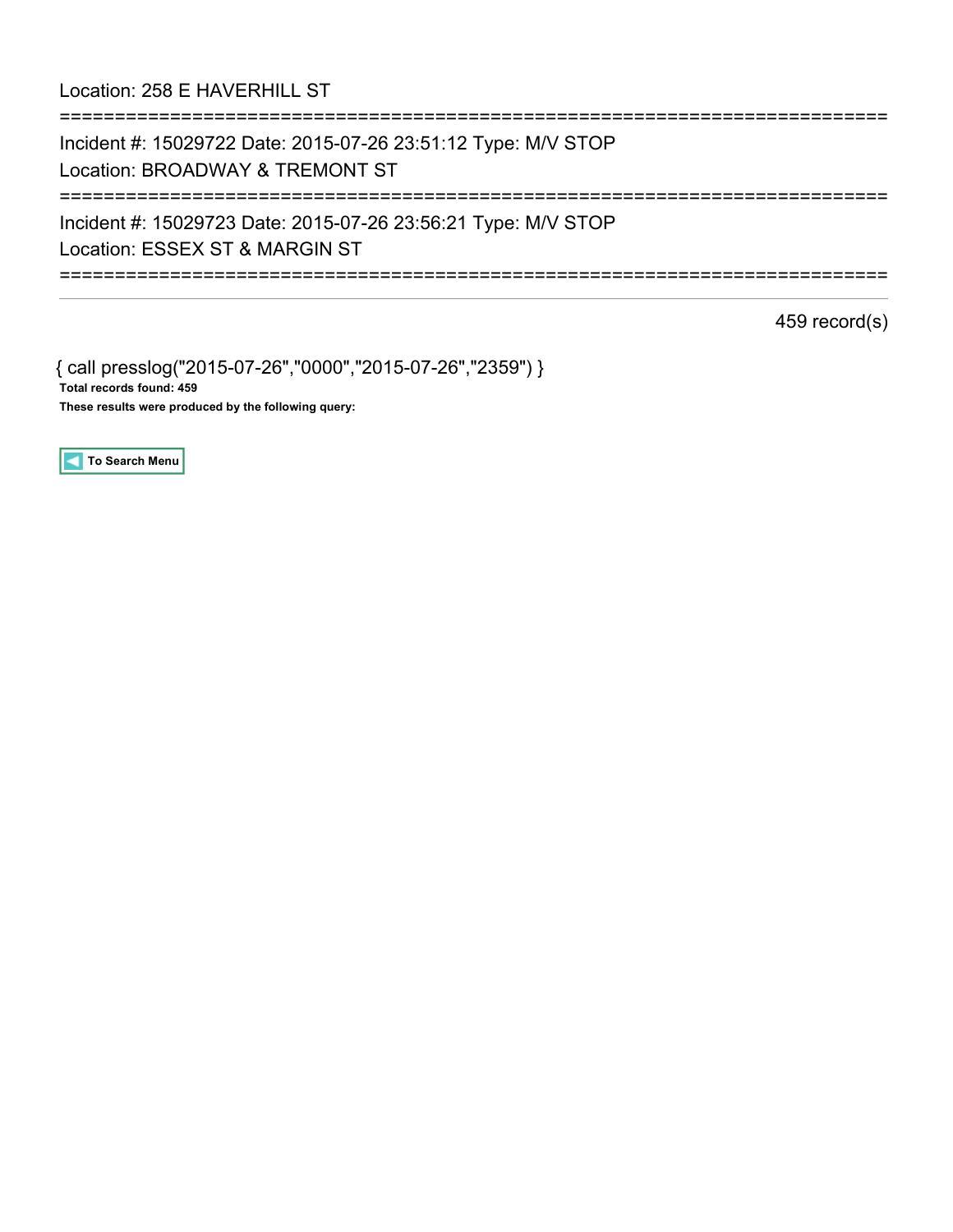Location: 258 E HAVERHILL ST

===========================================================================

Incident #: 15029722 Date: 2015-07-26 23:51:12 Type: M/V STOP

Location: BROADWAY & TREMONT ST

===========================================================================

Incident #: 15029723 Date: 2015-07-26 23:56:21 Type: M/V STOP

Location: ESSEX ST & MARGIN ST

===========================================================================

459 record(s)

{ call presslog("2015-07-26","0000","2015-07-26","2359") }

**Total records found: 459**

**These results were produced by the following query:**

**To Search Menu**